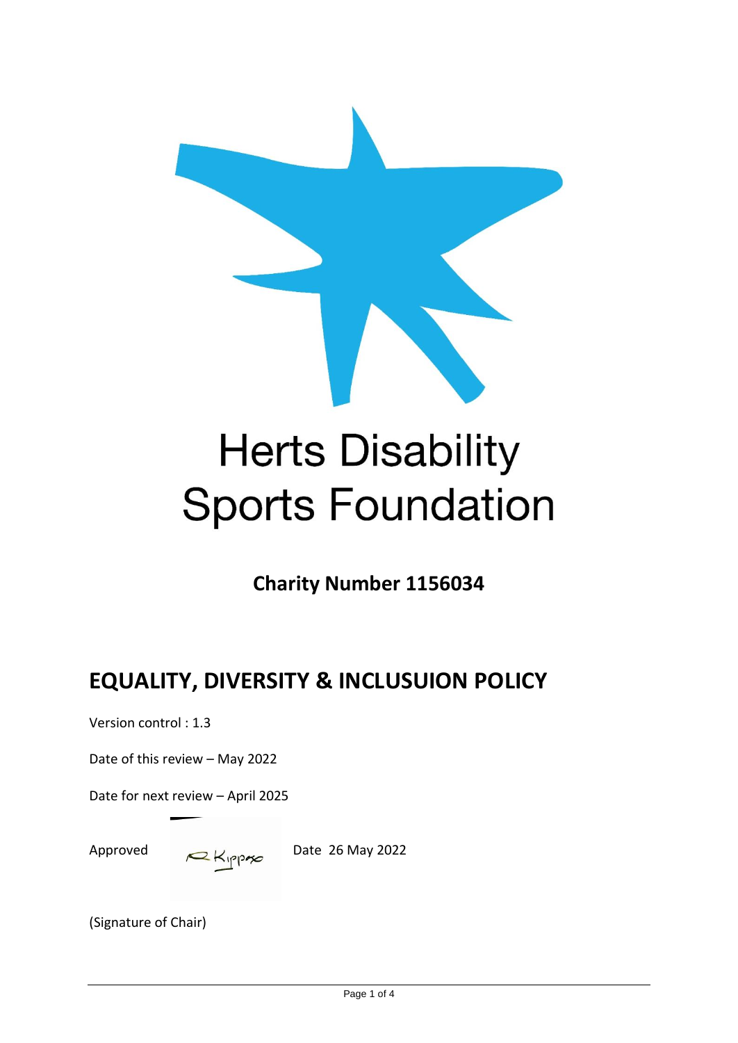# Herts Disability Sports Foundation

**Charity Number 1156034**

## EQUALITY, DIVERSITY & INCLUSUION POLICY

Version control : 1.3

Date of this review – May 2022

Date for next review – April 2025

Approved R Kippax Date 26 May 2022

(Signature of Chair)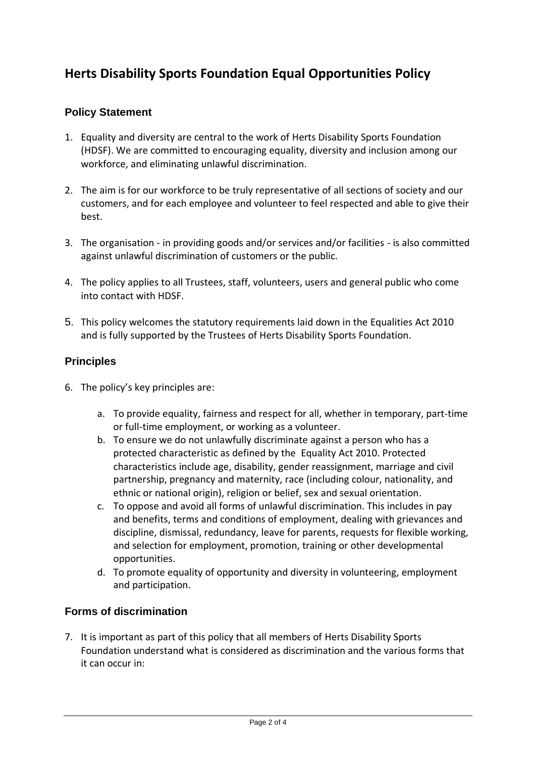# Herts Disability Sports Foundation Equal Opportunities Policy

## Policy Statement

1. Equality and diversity are central to the work of Herts Disability Sports Foundation (HDSF). We are committed to encouraging equality, diversity and inclusion among our workforce, and eliminating unlawful discrimination.

2. The aim is for our workforce to be truly representative of all sections of society and our customers, and for each employee and volunteer to feel respected and able to give their best.

3. The organisation - in providing goods and/or services and/or facilities - is also committed against unlawful discrimination of customers or the public.

4. The policy applies to all Trustees, staff, volunteers, users and general public who come into contact with HDSF.

5. This policy welcomes the statutory requirements laid down in the Equalities Act 2010 and is fully supported by the Trustees of Herts Disability Sports Foundation.

## Principles

6. The policy's key principles are:

    a. To provide equality, fairness and respect for all, whether in temporary, part-time or full-time employment, or working as a volunteer.
    b. To ensure we do not unlawfully discriminate against a person who has a protected characteristic as defined by the Equality Act 2010. Protected characteristics include age, disability, gender reassignment, marriage and civil partnership, pregnancy and maternity, race (including colour, nationality, and ethnic or national origin), religion or belief, sex and sexual orientation.
    c. To oppose and avoid all forms of unlawful discrimination. This includes in pay and benefits, terms and conditions of employment, dealing with grievances and discipline, dismissal, redundancy, leave for parents, requests for flexible working, and selection for employment, promotion, training or other developmental opportunities.
    d. To promote equality of opportunity and diversity in volunteering, employment and participation.

## Forms of discrimination

7. It is important as part of this policy that all members of Herts Disability Sports Foundation understand what is considered as discrimination and the various forms that it can occur in: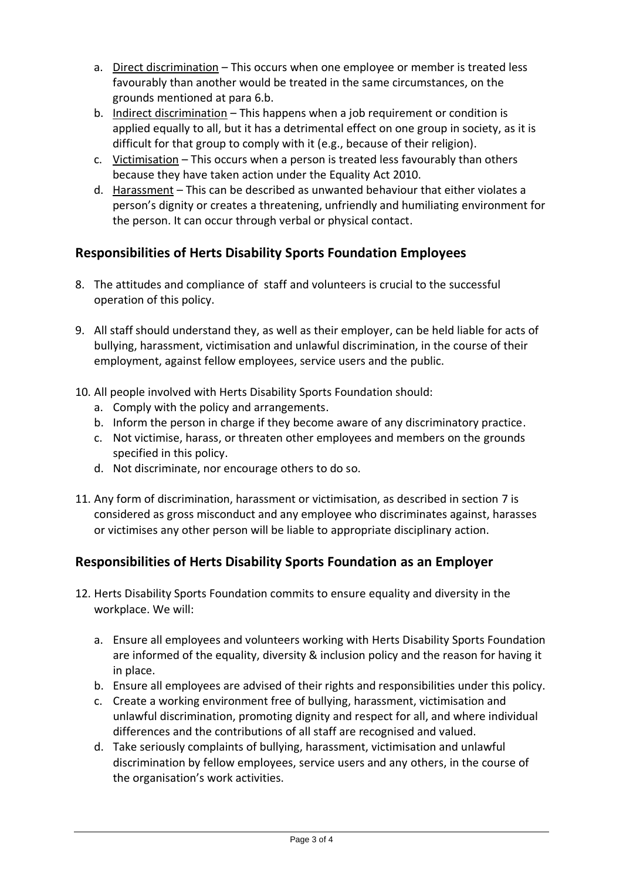a. Direct discrimination – This occurs when one employee or member is treated less favourably than another would be treated in the same circumstances, on the grounds mentioned at para 6.b.
b. Indirect discrimination – This happens when a job requirement or condition is applied equally to all, but it has a detrimental effect on one group in society, as it is difficult for that group to comply with it (e.g., because of their religion).
c. Victimisation – This occurs when a person is treated less favourably than others because they have taken action under the Equality Act 2010.
d. Harassment – This can be described as unwanted behaviour that either violates a person's dignity or creates a threatening, unfriendly and humiliating environment for the person. It can occur through verbal or physical contact.

## Responsibilities of Herts Disability Sports Foundation Employees

8. The attitudes and compliance of staff and volunteers is crucial to the successful operation of this policy.

9. All staff should understand they, as well as their employer, can be held liable for acts of bullying, harassment, victimisation and unlawful discrimination, in the course of their employment, against fellow employees, service users and the public.

10. All people involved with Herts Disability Sports Foundation should:
    a. Comply with the policy and arrangements.
    b. Inform the person in charge if they become aware of any discriminatory practice.
    c. Not victimise, harass, or threaten other employees and members on the grounds specified in this policy.
    d. Not discriminate, nor encourage others to do so.

11. Any form of discrimination, harassment or victimisation, as described in section 7 is considered as gross misconduct and any employee who discriminates against, harasses or victimises any other person will be liable to appropriate disciplinary action.

## Responsibilities of Herts Disability Sports Foundation as an Employer

12. Herts Disability Sports Foundation commits to ensure equality and diversity in the workplace. We will:

    a. Ensure all employees and volunteers working with Herts Disability Sports Foundation are informed of the equality, diversity & inclusion policy and the reason for having it in place.
    b. Ensure all employees are advised of their rights and responsibilities under this policy.
    c. Create a working environment free of bullying, harassment, victimisation and unlawful discrimination, promoting dignity and respect for all, and where individual differences and the contributions of all staff are recognised and valued.
    d. Take seriously complaints of bullying, harassment, victimisation and unlawful discrimination by fellow employees, service users and any others, in the course of the organisation's work activities.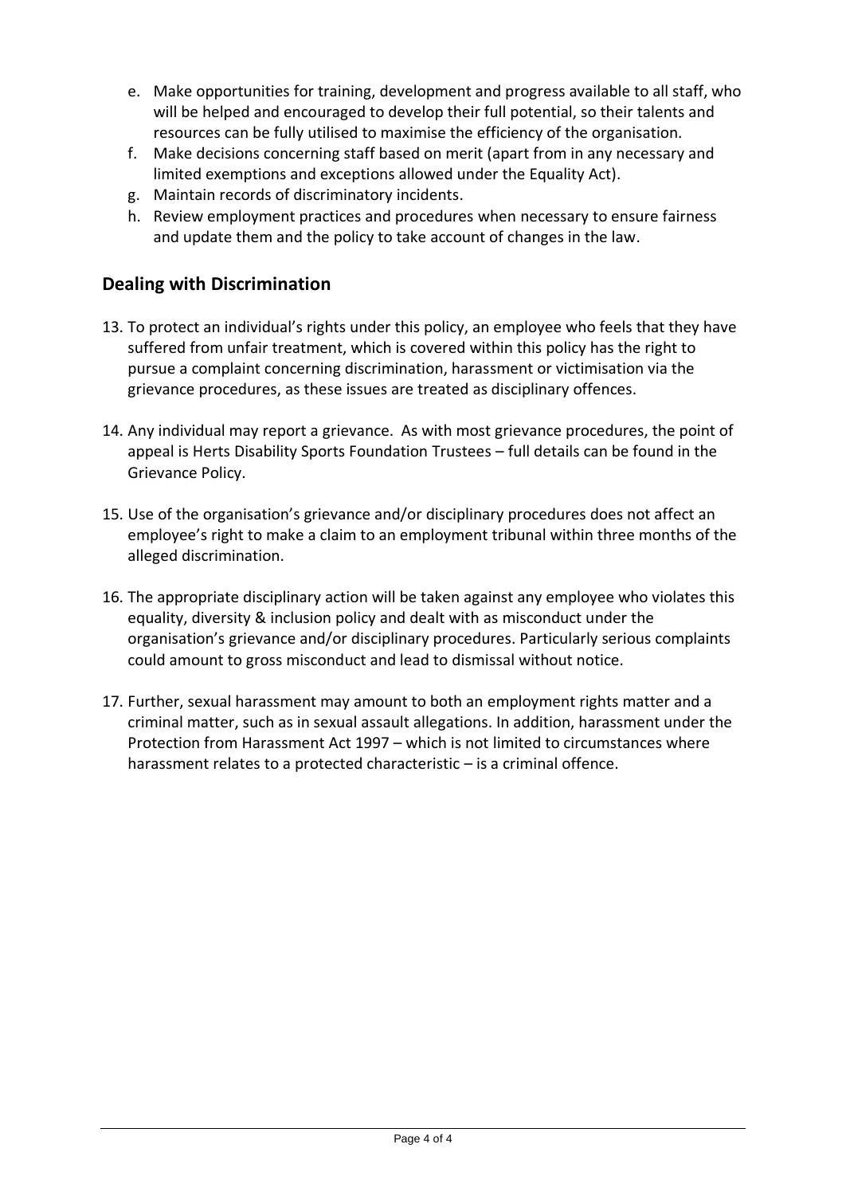e. Make opportunities for training, development and progress available to all staff, who will be helped and encouraged to develop their full potential, so their talents and resources can be fully utilised to maximise the efficiency of the organisation.
f. Make decisions concerning staff based on merit (apart from in any necessary and limited exemptions and exceptions allowed under the Equality Act).
g. Maintain records of discriminatory incidents.
h. Review employment practices and procedures when necessary to ensure fairness and update them and the policy to take account of changes in the law.

## Dealing with Discrimination

13. To protect an individual's rights under this policy, an employee who feels that they have suffered from unfair treatment, which is covered within this policy has the right to pursue a complaint concerning discrimination, harassment or victimisation via the grievance procedures, as these issues are treated as disciplinary offences.

14. Any individual may report a grievance. As with most grievance procedures, the point of appeal is Herts Disability Sports Foundation Trustees – full details can be found in the Grievance Policy.

15. Use of the organisation's grievance and/or disciplinary procedures does not affect an employee's right to make a claim to an employment tribunal within three months of the alleged discrimination.

16. The appropriate disciplinary action will be taken against any employee who violates this equality, diversity & inclusion policy and dealt with as misconduct under the organisation's grievance and/or disciplinary procedures. Particularly serious complaints could amount to gross misconduct and lead to dismissal without notice.

17. Further, sexual harassment may amount to both an employment rights matter and a criminal matter, such as in sexual assault allegations. In addition, harassment under the Protection from Harassment Act 1997 – which is not limited to circumstances where harassment relates to a protected characteristic – is a criminal offence.